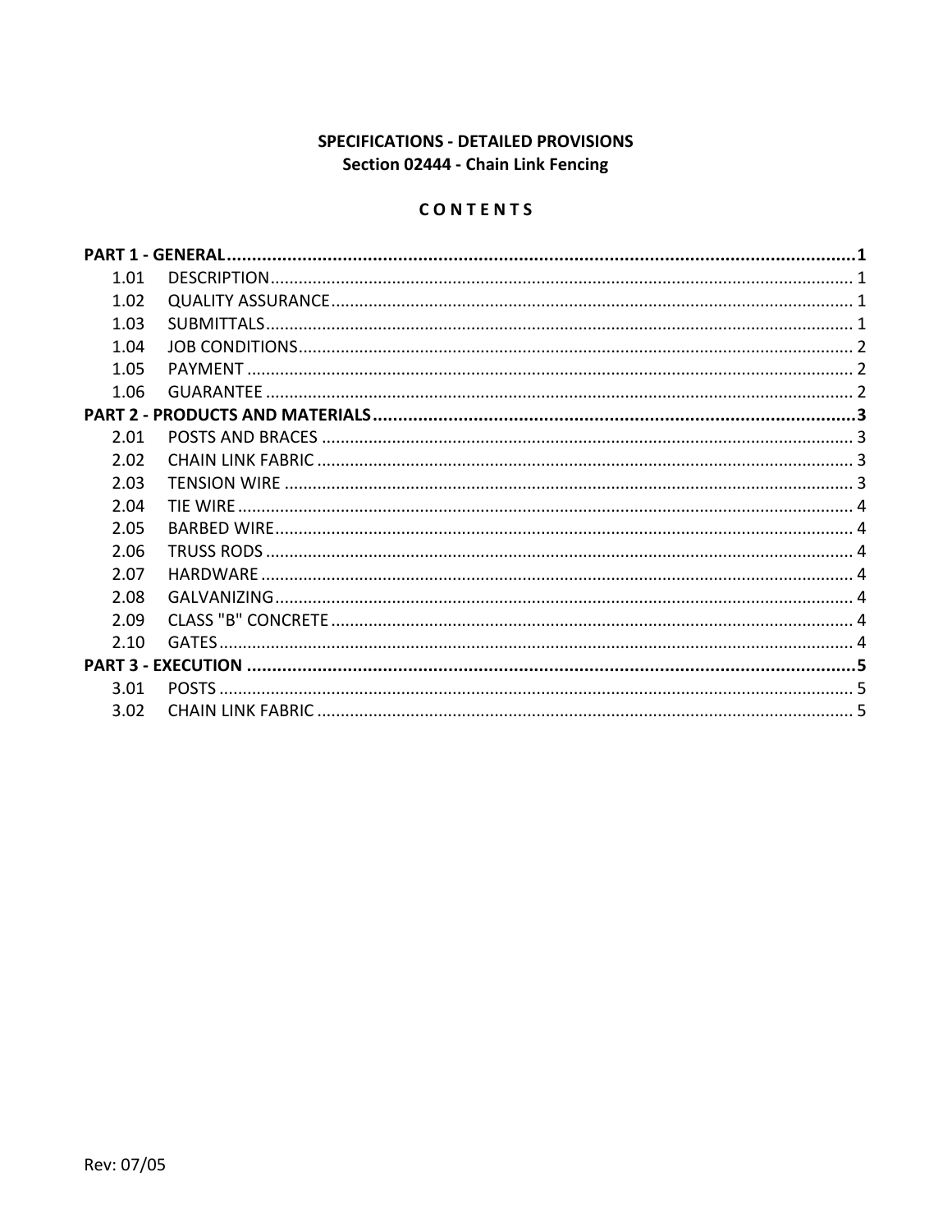**SPECIFICATIONS - DETAILED PROVISIONS**
**Section 02444 - Chain Link Fencing**

**C O N T E N T S**

**PART 1 - GENERAL................................................................1**

1.01 DESCRIPTION................................................................1
1.02 QUALITY ASSURANCE................................................................1
1.03 SUBMITTALS................................................................1
1.04 JOB CONDITIONS................................................................2
1.05 PAYMENT................................................................2
1.06 GUARANTEE................................................................2

**PART 2 - PRODUCTS AND MATERIALS................................................................3**

2.01 POSTS AND BRACES................................................................3
2.02 CHAIN LINK FABRIC................................................................3
2.03 TENSION WIRE................................................................3
2.04 TIE WIRE................................................................4
2.05 BARBED WIRE................................................................4
2.06 TRUSS RODS................................................................4
2.07 HARDWARE................................................................4
2.08 GALVANIZING................................................................4
2.09 CLASS "B" CONCRETE................................................................4
2.10 GATES................................................................4

**PART 3 - EXECUTION................................................................5**

3.01 POSTS................................................................5
3.02 CHAIN LINK FABRIC................................................................5

Rev: 07/05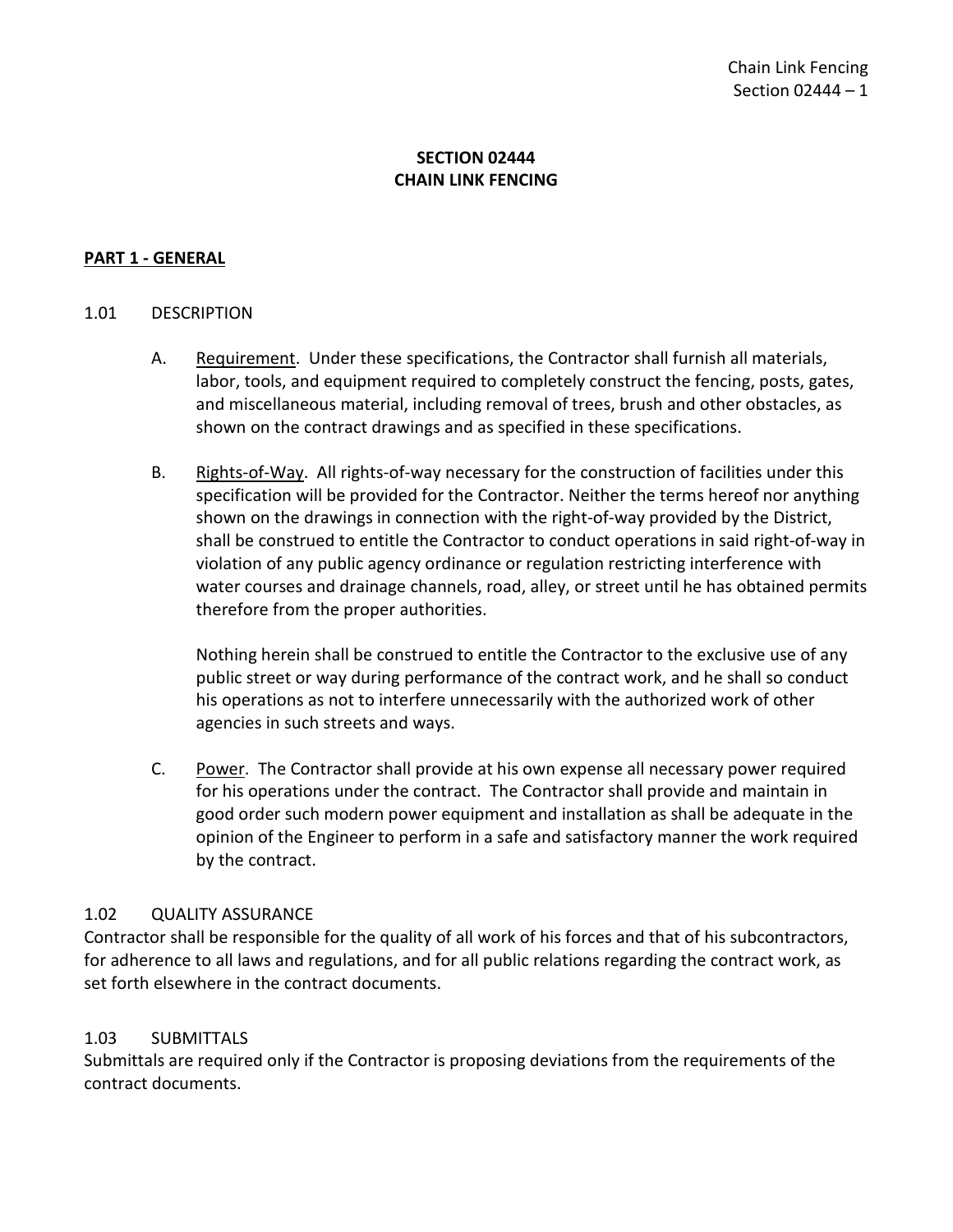# SECTION 02444
# CHAIN LINK FENCING

## PART 1 - GENERAL

### 1.01 DESCRIPTION

A. Requirement. Under these specifications, the Contractor shall furnish all materials, labor, tools, and equipment required to completely construct the fencing, posts, gates, and miscellaneous material, including removal of trees, brush and other obstacles, as shown on the contract drawings and as specified in these specifications.

B. Rights-of-Way. All rights-of-way necessary for the construction of facilities under this specification will be provided for the Contractor. Neither the terms hereof nor anything shown on the drawings in connection with the right-of-way provided by the District, shall be construed to entitle the Contractor to conduct operations in said right-of-way in violation of any public agency ordinance or regulation restricting interference with water courses and drainage channels, road, alley, or street until he has obtained permits therefore from the proper authorities.

Nothing herein shall be construed to entitle the Contractor to the exclusive use of any public street or way during performance of the contract work, and he shall so conduct his operations as not to interfere unnecessarily with the authorized work of other agencies in such streets and ways.

C. Power. The Contractor shall provide at his own expense all necessary power required for his operations under the contract. The Contractor shall provide and maintain in good order such modern power equipment and installation as shall be adequate in the opinion of the Engineer to perform in a safe and satisfactory manner the work required by the contract.

### 1.02 QUALITY ASSURANCE

Contractor shall be responsible for the quality of all work of his forces and that of his subcontractors, for adherence to all laws and regulations, and for all public relations regarding the contract work, as set forth elsewhere in the contract documents.

### 1.03 SUBMITTALS

Submittals are required only if the Contractor is proposing deviations from the requirements of the contract documents.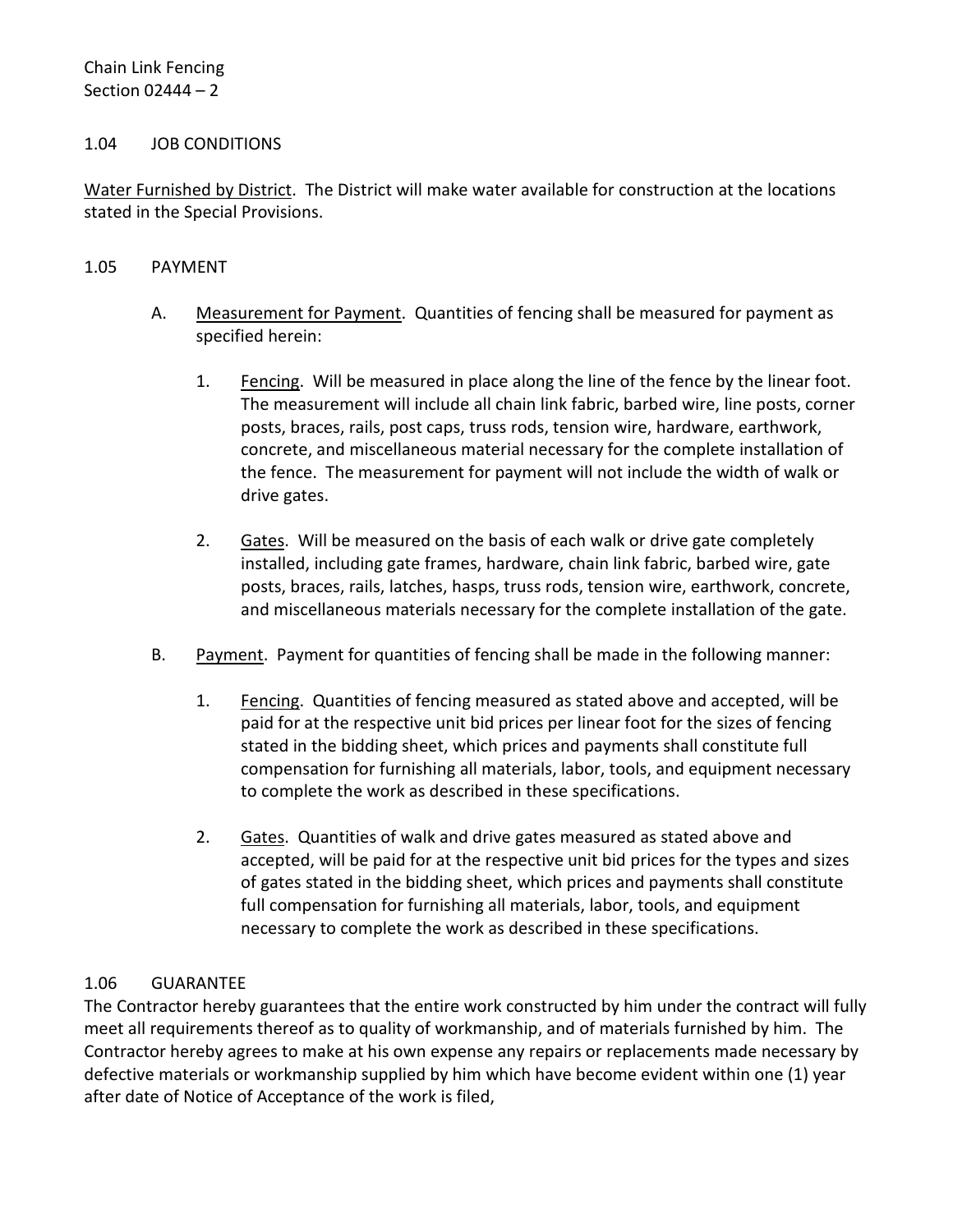## 1.04 JOB CONDITIONS

<u>Water Furnished by District</u>. The District will make water available for construction at the locations stated in the Special Provisions.

## 1.05 PAYMENT

A. <u>Measurement for Payment</u>. Quantities of fencing shall be measured for payment as specified herein:

1. <u>Fencing</u>. Will be measured in place along the line of the fence by the linear foot. The measurement will include all chain link fabric, barbed wire, line posts, corner posts, braces, rails, post caps, truss rods, tension wire, hardware, earthwork, concrete, and miscellaneous material necessary for the complete installation of the fence. The measurement for payment will not include the width of walk or drive gates.

2. <u>Gates</u>. Will be measured on the basis of each walk or drive gate completely installed, including gate frames, hardware, chain link fabric, barbed wire, gate posts, braces, rails, latches, hasps, truss rods, tension wire, earthwork, concrete, and miscellaneous materials necessary for the complete installation of the gate.

B. <u>Payment</u>. Payment for quantities of fencing shall be made in the following manner:

1. <u>Fencing</u>. Quantities of fencing measured as stated above and accepted, will be paid for at the respective unit bid prices per linear foot for the sizes of fencing stated in the bidding sheet, which prices and payments shall constitute full compensation for furnishing all materials, labor, tools, and equipment necessary to complete the work as described in these specifications.

2. <u>Gates</u>. Quantities of walk and drive gates measured as stated above and accepted, will be paid for at the respective unit bid prices for the types and sizes of gates stated in the bidding sheet, which prices and payments shall constitute full compensation for furnishing all materials, labor, tools, and equipment necessary to complete the work as described in these specifications.

## 1.06 GUARANTEE

The Contractor hereby guarantees that the entire work constructed by him under the contract will fully meet all requirements thereof as to quality of workmanship, and of materials furnished by him. The Contractor hereby agrees to make at his own expense any repairs or replacements made necessary by defective materials or workmanship supplied by him which have become evident within one (1) year after date of Notice of Acceptance of the work is filed,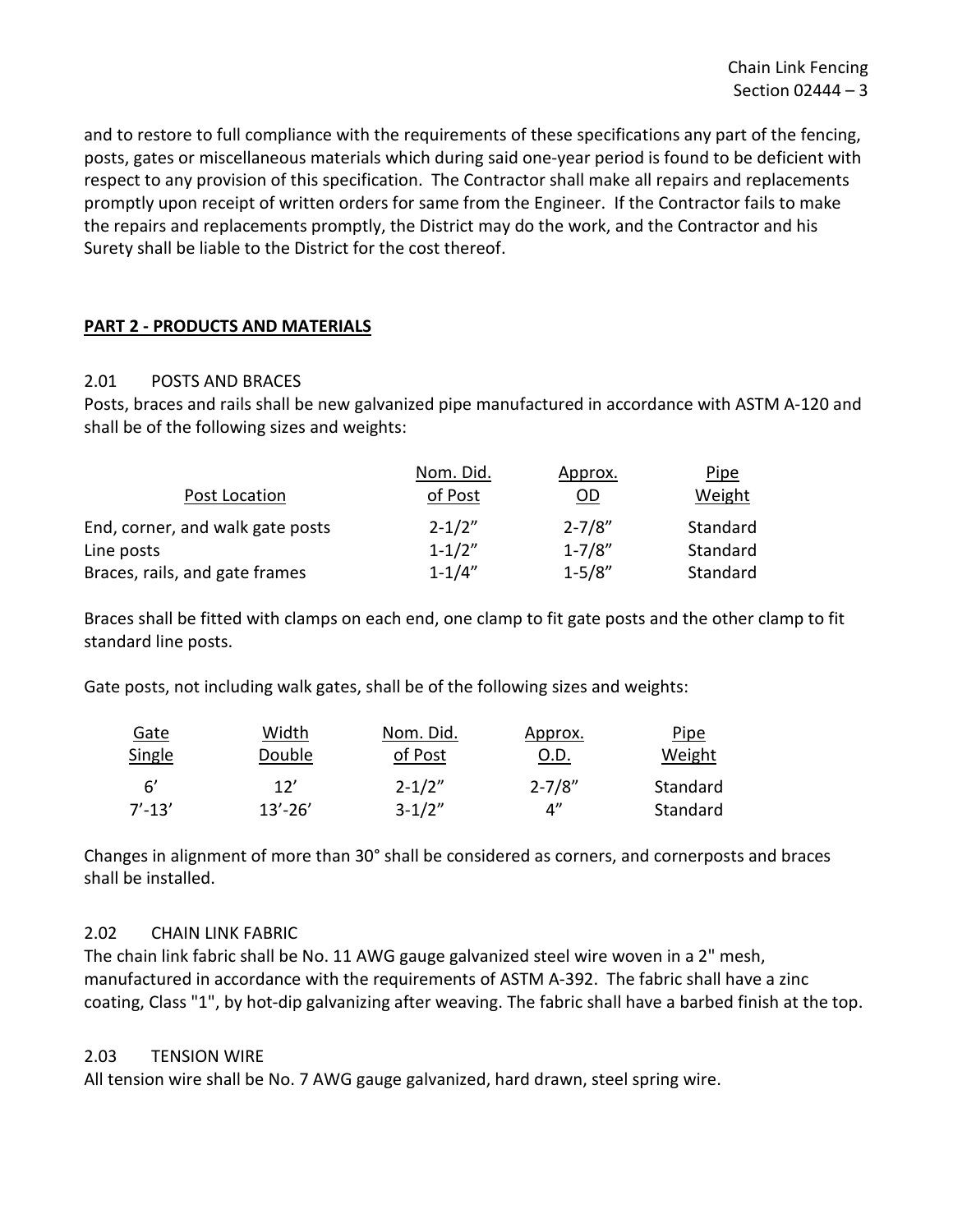and to restore to full compliance with the requirements of these specifications any part of the fencing, posts, gates or miscellaneous materials which during said one-year period is found to be deficient with respect to any provision of this specification. The Contractor shall make all repairs and replacements promptly upon receipt of written orders for same from the Engineer. If the Contractor fails to make the repairs and replacements promptly, the District may do the work, and the Contractor and his Surety shall be liable to the District for the cost thereof.

## PART 2 - PRODUCTS AND MATERIALS

### 2.01 POSTS AND BRACES

Posts, braces and rails shall be new galvanized pipe manufactured in accordance with ASTM A-120 and shall be of the following sizes and weights:

| Post Location | Nom. Did. of Post | Approx. OD | Pipe Weight |
|---|---|---|---|
| End, corner, and walk gate posts | 2-1/2" | 2-7/8" | Standard |
| Line posts | 1-1/2" | 1-7/8" | Standard |
| Braces, rails, and gate frames | 1-1/4" | 1-5/8" | Standard |

Braces shall be fitted with clamps on each end, one clamp to fit gate posts and the other clamp to fit standard line posts.

Gate posts, not including walk gates, shall be of the following sizes and weights:

| Gate Single | Width Double | Nom. Did. of Post | Approx. O.D. | Pipe Weight |
|---|---|---|---|---|
| 6' | 12' | 2-1/2" | 2-7/8" | Standard |
| 7'-13' | 13'-26' | 3-1/2" | 4" | Standard |

Changes in alignment of more than 30° shall be considered as corners, and cornerposts and braces shall be installed.

### 2.02 CHAIN LINK FABRIC

The chain link fabric shall be No. 11 AWG gauge galvanized steel wire woven in a 2" mesh, manufactured in accordance with the requirements of ASTM A-392. The fabric shall have a zinc coating, Class "1", by hot-dip galvanizing after weaving. The fabric shall have a barbed finish at the top.

### 2.03 TENSION WIRE

All tension wire shall be No. 7 AWG gauge galvanized, hard drawn, steel spring wire.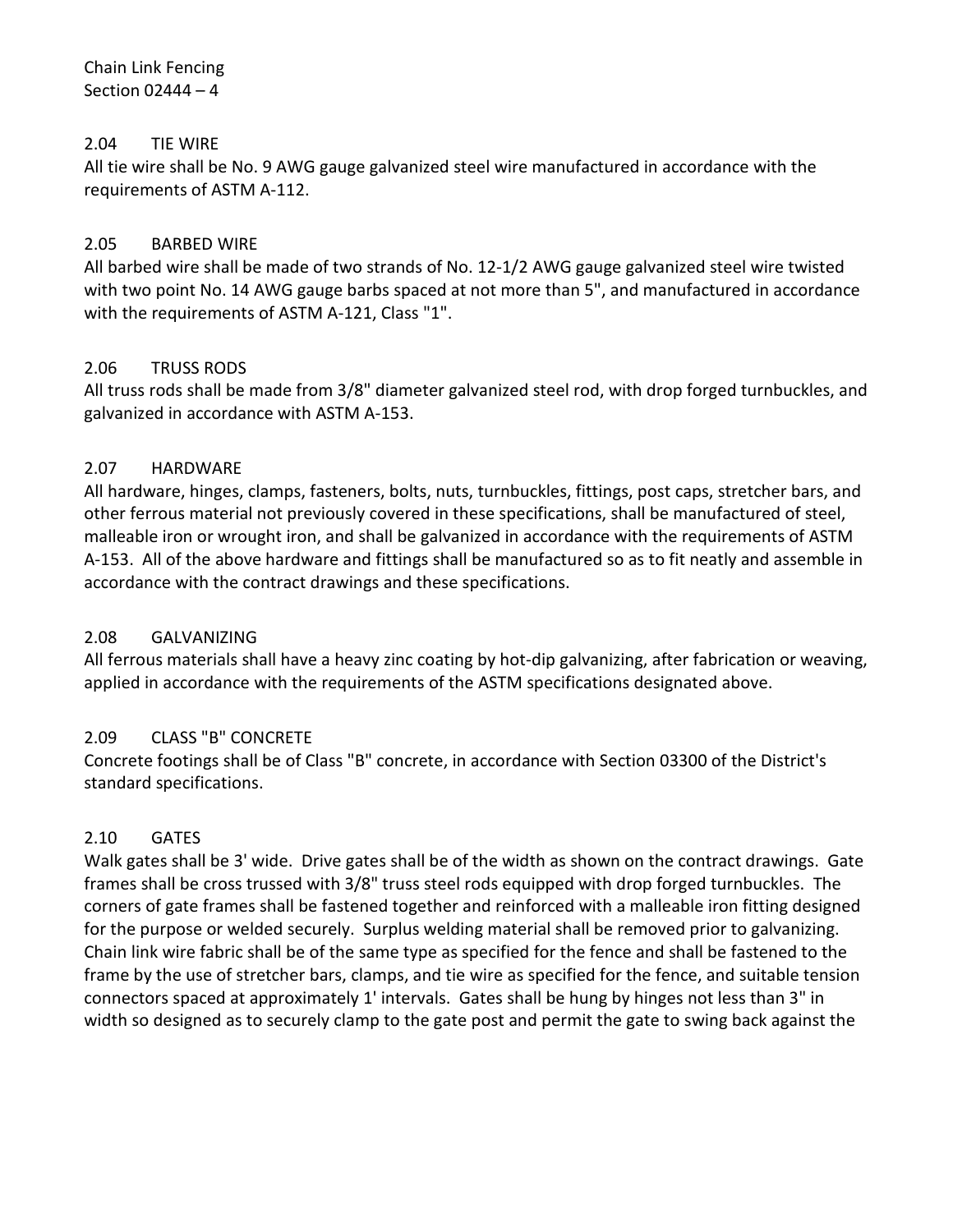### 2.04 TIE WIRE

All tie wire shall be No. 9 AWG gauge galvanized steel wire manufactured in accordance with the requirements of ASTM A-112.

### 2.05 BARBED WIRE

All barbed wire shall be made of two strands of No. 12-1/2 AWG gauge galvanized steel wire twisted with two point No. 14 AWG gauge barbs spaced at not more than 5", and manufactured in accordance with the requirements of ASTM A-121, Class "1".

### 2.06 TRUSS RODS

All truss rods shall be made from 3/8" diameter galvanized steel rod, with drop forged turnbuckles, and galvanized in accordance with ASTM A-153.

### 2.07 HARDWARE

All hardware, hinges, clamps, fasteners, bolts, nuts, turnbuckles, fittings, post caps, stretcher bars, and other ferrous material not previously covered in these specifications, shall be manufactured of steel, malleable iron or wrought iron, and shall be galvanized in accordance with the requirements of ASTM A-153. All of the above hardware and fittings shall be manufactured so as to fit neatly and assemble in accordance with the contract drawings and these specifications.

### 2.08 GALVANIZING

All ferrous materials shall have a heavy zinc coating by hot-dip galvanizing, after fabrication or weaving, applied in accordance with the requirements of the ASTM specifications designated above.

### 2.09 CLASS "B" CONCRETE

Concrete footings shall be of Class "B" concrete, in accordance with Section 03300 of the District's standard specifications.

### 2.10 GATES

Walk gates shall be 3' wide. Drive gates shall be of the width as shown on the contract drawings. Gate frames shall be cross trussed with 3/8" truss steel rods equipped with drop forged turnbuckles. The corners of gate frames shall be fastened together and reinforced with a malleable iron fitting designed for the purpose or welded securely. Surplus welding material shall be removed prior to galvanizing. Chain link wire fabric shall be of the same type as specified for the fence and shall be fastened to the frame by the use of stretcher bars, clamps, and tie wire as specified for the fence, and suitable tension connectors spaced at approximately 1' intervals. Gates shall be hung by hinges not less than 3" in width so designed as to securely clamp to the gate post and permit the gate to swing back against the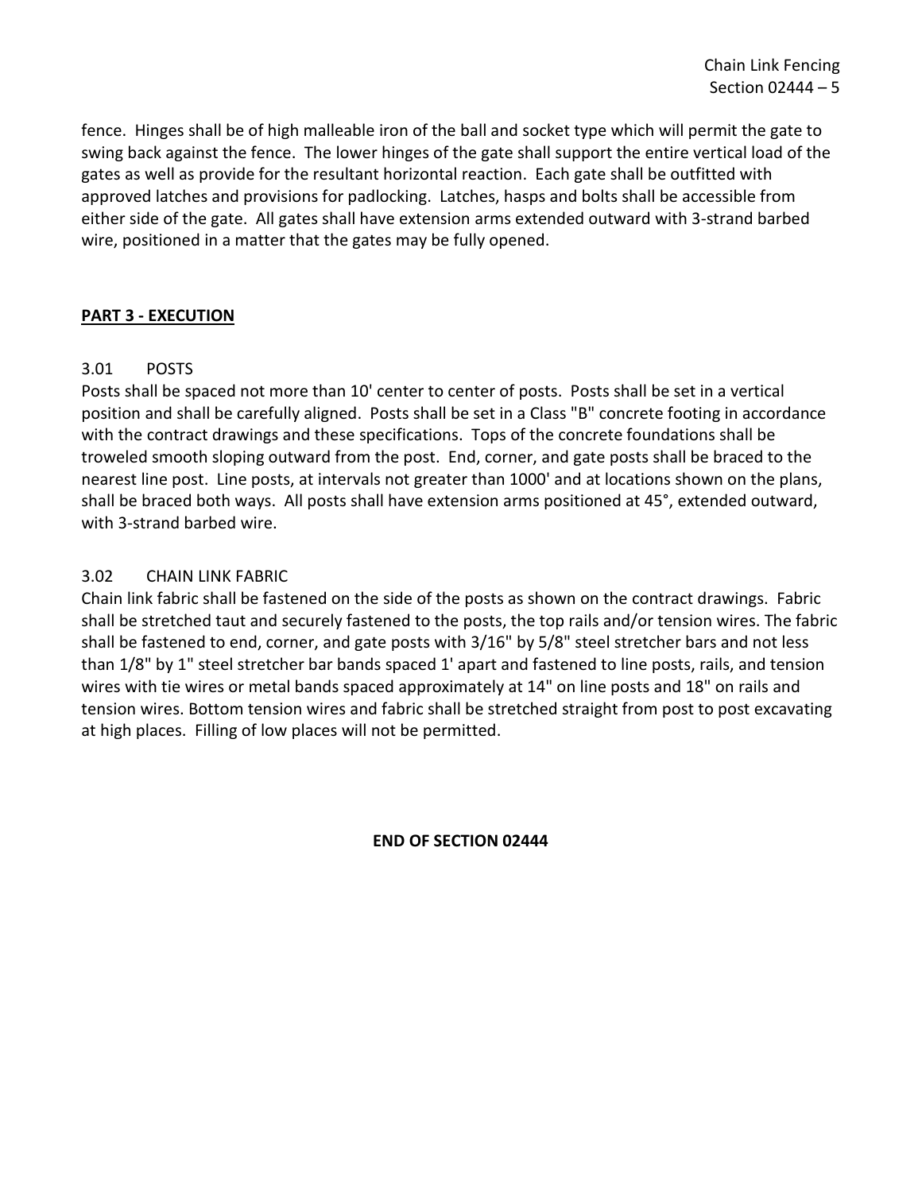fence. Hinges shall be of high malleable iron of the ball and socket type which will permit the gate to swing back against the fence. The lower hinges of the gate shall support the entire vertical load of the gates as well as provide for the resultant horizontal reaction. Each gate shall be outfitted with approved latches and provisions for padlocking. Latches, hasps and bolts shall be accessible from either side of the gate. All gates shall have extension arms extended outward with 3-strand barbed wire, positioned in a matter that the gates may be fully opened.

## PART 3 - EXECUTION

### 3.01 POSTS

Posts shall be spaced not more than 10' center to center of posts. Posts shall be set in a vertical position and shall be carefully aligned. Posts shall be set in a Class "B" concrete footing in accordance with the contract drawings and these specifications. Tops of the concrete foundations shall be troweled smooth sloping outward from the post. End, corner, and gate posts shall be braced to the nearest line post. Line posts, at intervals not greater than 1000' and at locations shown on the plans, shall be braced both ways. All posts shall have extension arms positioned at 45°, extended outward, with 3-strand barbed wire.

### 3.02 CHAIN LINK FABRIC

Chain link fabric shall be fastened on the side of the posts as shown on the contract drawings. Fabric shall be stretched taut and securely fastened to the posts, the top rails and/or tension wires. The fabric shall be fastened to end, corner, and gate posts with 3/16" by 5/8" steel stretcher bars and not less than 1/8" by 1" steel stretcher bar bands spaced 1' apart and fastened to line posts, rails, and tension wires with tie wires or metal bands spaced approximately at 14" on line posts and 18" on rails and tension wires. Bottom tension wires and fabric shall be stretched straight from post to post excavating at high places. Filling of low places will not be permitted.

**END OF SECTION 02444**